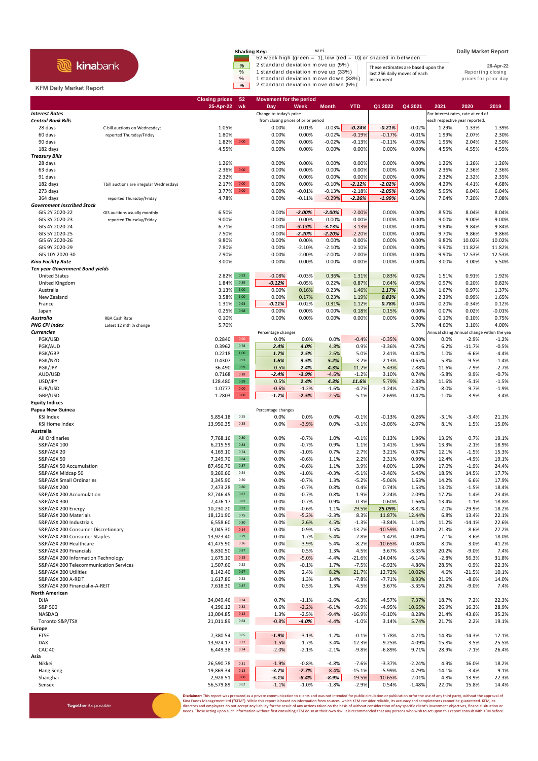kinabank

KFM Daily Market Report

**Shading Key:** wei

52 week high (green = 1), low (red = 0)) or shaded in-between

% 2 standard deviation move up (5%)

% 1 standard deviation move up (33%)

% 1 standard deviation move down (33%)

% 2 standard deviation move down (5%)

These estimates are based upon the last 256 daily moves of each instrument

**Daily Market Report**

26-Apr-22

Reporting closing prices for prior day

| | | Closing prices 25-Apr-22 | 52 wk | Day | Week | Month | YTD | Q1 2022 | Q4 2021 | 2021 | 2020 | 2019 |
|---|---|---|---|---|---|---|---|---|---|---|---|---|
| ***Interest Rates*** | | | | Change to today's price from closing prices of prior period | | | | | | For interest rates, rate at end of each respective year reported. | | |
| ***Central Bank Bills*** | | | | | | | | | | | | |
| 28 days | C-bill auctions on Wednesday; | 1.05% | | 0.00% | -0.01% | -0.03% | -0.24% | -0.21% | -0.02% | 1.29% | 1.33% | 1.39% |
| 60 days | reported Thursday/Friday | 1.80% | | 0.00% | 0.00% | -0.02% | -0.19% | -0.17% | -0.01% | 1.99% | 2.07% | 2.30% |
| 90 days | | 1.82% | 0.00 | 0.00% | 0.00% | -0.02% | -0.13% | -0.11% | -0.03% | 1.95% | 2.04% | 2.50% |
| 182 days | | 4.55% | | 0.00% | 0.00% | 0.00% | 0.00% | 0.00% | 0.00% | 4.55% | 4.55% | 4.55% |
| ***Treasury Bills*** | | | | | | | | | | | | |
| 28 days | | 1.26% | | 0.00% | 0.00% | 0.00% | 0.00% | 0.00% | 0.00% | 1.26% | 1.26% | 1.26% |
| 63 days | | 2.36% | 0.00 | 0.00% | 0.00% | 0.00% | 0.00% | 0.00% | 0.00% | 2.36% | 2.36% | 2.36% |
| 91 days | | 2.32% | | 0.00% | 0.00% | 0.00% | 0.00% | 0.00% | 0.00% | 2.32% | 2.32% | 2.35% |
| 182 days | Tbill auctions are irregular Wednesdays | 2.17% | 0.00 | 0.00% | 0.00% | -0.10% | -2.12% | -2.02% | -0.06% | 4.29% | 4.41% | 4.68% |
| 273 days | | 3.77% | 0.00 | 0.00% | -0.01% | -0.13% | -2.18% | -2.05% | -0.09% | 5.95% | 6.04% | 6.04% |
| 364 days | reported Thursday/Friday | 4.78% | | 0.00% | -0.11% | -0.29% | -2.26% | -1.99% | -0.16% | 7.04% | 7.20% | 7.08% |
| ***Government Inscribed Stock*** | | | | | | | | | | | | |
| GIS 2Y 2020-22 | GIS auctions usually monthly | 6.50% | | 0.00% | -2.00% | -2.00% | -2.00% | 0.00% | 0.00% | 8.50% | 8.04% | 8.04% |
| GIS 3Y 2020-23 | reported Thursday/Friday | 9.00% | | 0.00% | 0.00% | 0.00% | 0.00% | 0.00% | 0.00% | 9.00% | 9.00% | 9.00% |
| GIS 4Y 2020-24 | | 6.71% | | 0.00% | -3.13% | -3.13% | -3.13% | 0.00% | 0.00% | 9.84% | 9.84% | 9.84% |
| GIS 5Y 2020-25 | | 7.50% | | 0.00% | -2.20% | -2.20% | -2.20% | 0.00% | 0.00% | 9.70% | 9.86% | 9.86% |
| GIS 6Y 2020-26 | | 9.80% | | 0.00% | 0.00% | 0.00% | 0.00% | 0.00% | 0.00% | 9.80% | 10.02% | 10.02% |
| GIS 9Y 2020-29 | | 7.80% | | 0.00% | -2.10% | -2.10% | -2.10% | 0.00% | 0.00% | 9.90% | 11.82% | 11.82% |
| GIS 10Y 2020-30 | | 7.90% | | 0.00% | -2.00% | -2.00% | -2.00% | 0.00% | 0.00% | 9.90% | 12.53% | 12.53% |
| ***Kina Facility Rate*** | | 3.00% | | 0.00% | 0.00% | 0.00% | 0.00% | 0.00% | 0.00% | 3.00% | 3.00% | 5.50% |
| ***Ten year Government Bond yields*** | | | | | | | | | | | | |
| United States | | 2.82% | 0.93 | -0.08% | -0.03% | 0.36% | 1.31% | 0.83% | 0.02% | 1.51% | 0.91% | 1.92% |
| United Kingdom | | 1.84% | 0.89 | -0.12% | -0.05% | 0.22% | 0.87% | 0.64% | -0.05% | 0.97% | 0.20% | 0.82% |
| Australia | | 3.13% | 1.00 | 0.00% | 0.16% | 0.23% | 1.46% | 1.17% | 0.18% | 1.67% | 0.97% | 1.37% |
| New Zealand | | 3.58% | 1.00 | 0.00% | 0.17% | 0.23% | 1.19% | 0.83% | 0.30% | 2.39% | 0.99% | 1.65% |
| France | | 1.31% | 0.93 | -0.11% | -0.02% | 0.31% | 1.12% | 0.78% | 0.04% | 0.20% | -0.34% | 0.12% |
| Japan | | 0.25% | 0.98 | 0.00% | 0.00% | 0.00% | 0.18% | 0.15% | 0.00% | 0.07% | 0.02% | -0.01% |
| ***Australia*** | RBA Cash Rate | 0.10% | | 0.00% | 0.00% | 0.00% | 0.00% | 0.00% | 0.00% | 0.10% | 0.10% | 0.75% |
| ***PNG CPI Index*** | Latest 12 mth % change | 5.70% | | | | | | | 5.70% | 4.60% | 3.10% | 4.00% |
| ***Currencies*** | | | | Percentage changes | | | | | | Annual chang | Annual change within the yea | |
| PGK/USD | | 0.2840 | 0.00 | 0.0% | 0.0% | 0.0% | -0.4% | -0.35% | 0.00% | 0.0% | -2.9% | -1.2% |
| PGK/AUD | | 0.3962 | 0.78 | 2.4% | 4.0% | 4.8% | 0.9% | -3.36% | -0.73% | 6.2% | -11.7% | -0.5% |
| PGK/GBP | | 0.2218 | 1.00 | 1.7% | 2.5% | 2.6% | 5.0% | 2.41% | -0.42% | 1.0% | -6.6% | -4.4% |
| PGK/NZD | | 0.4307 | 0.93 | 1.6% | 3.5% | 5.2% | 3.2% | -2.13% | 0.65% | 5.8% | -9.5% | -1.4% |
| PGK/JPY | | 36.490 | 0.99 | 0.5% | 2.4% | 4.3% | 11.2% | 5.43% | 2.88% | 11.6% | -7.9% | -2.7% |
| AUD/USD | | 0.7168 | 0.18 | -2.4% | -3.9% | -4.6% | -1.2% | 3.10% | 0.74% | -5.8% | 9.9% | -0.7% |
| USD/JPY | | 128.480 | 0.99 | 0.5% | 2.4% | 4.3% | 11.6% | 5.79% | 2.88% | 11.6% | -5.1% | -1.5% |
| EUR/USD | | 1.0777 | 0.00 | -0.6% | -1.2% | -1.6% | -4.7% | -1.24% | -2.47% | -8.0% | 9.7% | -1.9% |
| GBP/USD | | 1.2803 | 0.00 | -1.7% | -2.5% | -2.5% | -5.1% | -2.69% | 0.42% | -1.0% | 3.9% | 3.4% |
| **Equity Indices** | | | | | | | | | | | | |
| **Papua New Guinea** | | | | Percentage changes | | | | | | | | |
| KSi Index | | 5,854.18 | 0.55 | 0.0% | 0.0% | 0.0% | -0.1% | -0.13% | 0.26% | -3.1% | -3.4% | 21.1% |
| KSi Home Index | | 13,950.35 | 0.38 | 0.0% | -3.9% | 0.0% | -3.1% | -3.06% | -2.07% | 8.1% | 1.5% | 15.0% |
| **Australia** | | | | | | | | | | | | |
| All Ordinaries | | 7,768.16 | 0.80 | 0.0% | -0.7% | 1.0% | -0.1% | 0.13% | 1.96% | 13.6% | 0.7% | 19.1% |
| S&P/ASX 100 | | 6,215.59 | 0.84 | 0.0% | -0.7% | 0.9% | 1.1% | 1.41% | 1.66% | 13.3% | -2.1% | 18.9% |
| S&P/ASX 20 | | 4,169.10 | 0.74 | 0.0% | -1.0% | 0.7% | 2.7% | 3.21% | 0.67% | 12.1% | -1.5% | 15.3% |
| S&P/ASX 50 | | 7,249.70 | 0.84 | 0.0% | -0.6% | 1.1% | 2.2% | 2.31% | 0.99% | 12.4% | -4.9% | 19.1% |
| S&P/ASX 50 Accumulation | | 87,456.70 | 0.87 | 0.0% | -0.6% | 1.1% | 3.9% | 4.00% | 1.60% | 17.0% | -1.9% | 24.4% |
| S&P/ASX Midcap 50 | | 9,269.60 | 0.54 | 0.0% | -1.0% | -0.3% | -5.1% | -3.46% | 5.45% | 18.5% | 14.5% | 17.7% |
| S&P/ASX Small Ordinaries | | 3,345.90 | 0.50 | 0.0% | -0.7% | 1.3% | -5.2% | -5.06% | 1.63% | 14.2% | 6.6% | 17.9% |
| S&P/ASX 200 | | 7,473.28 | 0.80 | 0.0% | -0.7% | 0.8% | 0.4% | 0.74% | 1.53% | 13.0% | -1.5% | 18.4% |
| S&P/ASX 200 Accumulation | | 87,746.45 | 0.87 | 0.0% | -0.7% | 0.8% | 1.9% | 2.24% | 2.09% | 17.2% | 1.4% | 23.4% |
| S&P/ASX 300 | | 7,476.17 | 0.81 | 0.0% | -0.7% | 0.9% | 0.3% | 0.60% | 1.66% | 13.4% | -1.1% | 18.8% |
| S&P/ASX 200 Energy | | 10,230.20 | 0.92 | 0.0% | -0.6% | 1.1% | 29.5% | 25.09% | -8.82% | -2.0% | -29.9% | 18.2% |
| S&P/ASX 200 Materials | | 18,121.90 | 0.75 | 0.0% | -5.2% | -2.3% | 8.3% | 11.87% | 12.44% | 6.8% | 13.4% | 22.1% |
| S&P/ASX 200 Industrials | | 6,558.60 | 0.80 | 0.0% | 2.6% | 4.5% | -1.3% | -3.84% | 1.14% | 11.2% | -14.1% | 22.6% |
| S&P/ASX 200 Consumer Discretionary | | 3,045.30 | 0.14 | 0.0% | 0.9% | -1.5% | -13.7% | -10.59% | 0.00% | 21.3% | 8.6% | 27.2% |
| S&P/ASX 200 Consumer Staples | | 13,923.40 | 0.79 | 0.0% | 1.7% | 5.4% | 2.8% | -1.42% | -0.49% | 7.1% | 3.6% | 18.0% |
| S&P/ASX 200 Healthcare | | 41,475.90 | 0.36 | 0.0% | 3.9% | 5.4% | -8.2% | -10.65% | -0.08% | 8.0% | 3.0% | 41.2% |
| S&P/ASX 200 Financials | | 6,830.50 | 0.87 | 0.0% | 0.5% | 1.3% | 4.5% | 3.67% | -3.35% | 20.2% | -9.0% | 7.4% |
| S&P/ASX 200 Information Technology | | 1,675.10 | 0.18 | 0.0% | -5.0% | -4.4% | -21.6% | -14.04% | -6.14% | -2.8% | 56.3% | 31.8% |
| S&P/ASX 200 Telecommunication Services | | 1,507.60 | 0.52 | 0.0% | -0.1% | 1.7% | -7.5% | -6.92% | 4.86% | 28.5% | 0.9% | 22.3% |
| S&P/ASX 200 Utilities | | 8,142.40 | 0.97 | 0.0% | 2.4% | 8.2% | 21.7% | 12.72% | 10.02% | 4.6% | -21.5% | 10.1% |
| S&P/ASX 200 A-REIT | | 1,617.80 | 0.52 | 0.0% | 1.3% | 1.4% | -7.8% | -7.71% | 8.93% | 21.6% | -8.0% | 14.0% |
| S&P/ASX 200 Financial-x-A-REIT | | 7,618.30 | 0.87 | 0.0% | 0.5% | 1.3% | 4.5% | 3.67% | -3.35% | 20.2% | -9.0% | 7.4% |
| **North American** | | | | | | | | | | | | |
| DJIA | | 34,049.46 | 0.34 | 0.7% | -1.1% | -2.6% | -6.3% | -4.57% | 7.37% | 18.7% | 7.2% | 22.3% |
| S&P 500 | | 4,296.12 | 0.32 | 0.6% | -2.2% | -6.1% | -9.9% | -4.95% | 10.65% | 26.9% | 16.3% | 28.9% |
| NASDAQ | | 13,004.85 | 0.12 | 1.3% | -2.5% | -9.4% | -16.9% | -9.10% | 8.28% | 21.4% | 43.6% | 35.2% |
| Toronto S&P/TSX | | 21,011.89 | 0.64 | -0.8% | -4.0% | -4.4% | -1.0% | 3.14% | 5.74% | 21.7% | 2.2% | 19.1% |
| **Europe** | | | | | | | | | | | | |
| FTSE | | 7,380.54 | 0.65 | -1.9% | -3.1% | -1.2% | -0.1% | 1.78% | 4.21% | 14.3% | -14.3% | 12.1% |
| DAX | | 13,924.17 | 0.32 | -1.5% | -1.7% | -3.4% | -12.3% | -9.25% | 4.09% | 15.8% | 3.5% | 25.5% |
| CAC 40 | | 6,449.38 | 0.34 | -2.0% | -2.1% | -2.1% | -9.8% | -6.89% | 9.71% | 28.9% | -7.1% | 26.4% |
| **Asia** | | | | | | | | | | | | |
| Nikkei | | 26,590.78 | 0.31 | -1.9% | -0.8% | -4.8% | -7.6% | -3.37% | -2.24% | 4.9% | 16.0% | 18.2% |
| Hang Seng | | 19,869.34 | 0.13 | -3.7% | -7.7% | -8.4% | -15.1% | -5.99% | -4.79% | -14.1% | -3.4% | 9.1% |
| Shanghai | | 2,928.51 | 0.00 | -5.1% | -8.4% | -8.9% | -19.5% | -10.65% | 2.01% | 4.8% | 13.9% | 22.3% |
| Sensex | | 56,579.89 | 0.62 | -1.1% | -1.0% | -1.8% | -2.9% | 0.54% | -1.48% | 22.0% | 15.8% | 14.4% |

Together it's possible

**Disclaimer:** This report was prepared as a private communication to clients and was not intended for public circulation or publication or for the use of any third party, without the approval of Kina Funds Management Ltd ("KFM"). While this report is based on information from sources, which KFM consider reliable, its accuracy and completeness cannot be guaranteed. KFM, its directors and employees do not accept any liability for the result of any actions taken on the basis of without consideration of any specific client's investment objectives, financial situation or needs. Those acting upon such information without first consulting KFM do so at their own risk. It is recommended that any persons who wish to act upon this report consult with KFM before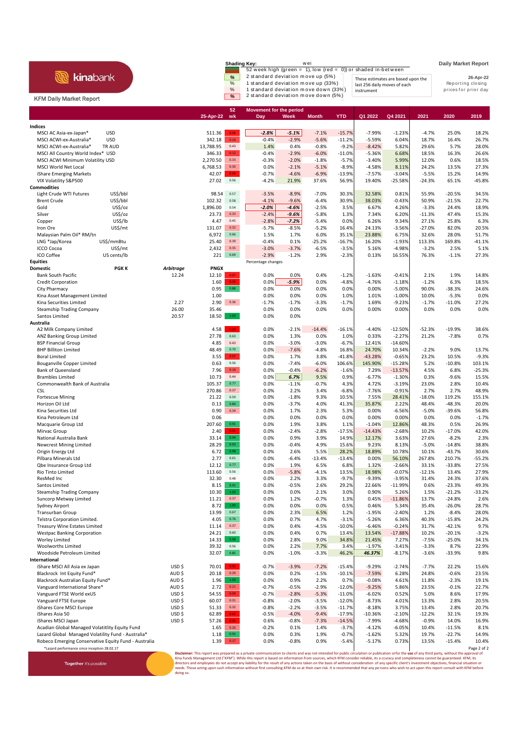kinabank

KFM Daily Market Report

**Shading Key:** wei

52 week high (green = 1), low (red = 0)) or shaded in-between

% 2 standard deviation move up (5%)
% 1 standard deviation move up (33%)
% 1 standard deviation move down (33%)
% 2 standard deviation move down (5%)

These estimates are based upon the last 256 daily moves of each instrument

**Daily Market Report**

**26-Apr-22**

Reporting closing prices for prior day

| | | | 25-Apr-22 | 52 wk | Day | Week | Month | YTD | Q1 2022 | Q4 2021 | 2021 | 2020 | 2019 |
|---|---|---|---|---|---|---|---|---|---|---|---|---|---|
| | | | | | Movement for the period | | | | | | | | |
| **Indices** | | | | | | | | | | | | | |
| MSCI AC Asia-ex-Japan* | USD | | 511.36 | 0.06 | -2.8% | -5.1% | -7.1% | -15.7% | -7.99% | -1.23% | -4.7% | 25.0% | 18.2% |
| MSCI ACWI-ex-Australia* | USD | | 342.18 | 0.14 | -0.4% | -2.9% | -5.6% | -11.2% | -5.59% | 6.04% | 18.7% | 16.4% | 26.7% |
| MSCI ACWI-ex-Australia* | TR AUD | | 13,788.95 | 0.43 | 1.4% | 0.4% | -0.8% | -9.2% | -8.42% | 5.82% | 29.6% | 5.7% | 28.0% |
| MSCI All Country World Index* | USD | | 346.33 | 0.12 | -0.4% | -2.9% | -6.0% | -11.0% | -5.36% | 6.68% | 18.5% | 16.3% | 26.6% |
| MSCI ACWI Minimum Volatility | USD | | 2,270.50 | 0.33 | -0.3% | -2.0% | -1.8% | -5.7% | -3.40% | 5.99% | 12.0% | 0.6% | 18.5% |
| MSCI World Net Local | | | 6,768.53 | 0.30 | 0.0% | -2.1% | -5.1% | -8.9% | -4.58% | 8.11% | 24.2% | 13.5% | 27.3% |
| iShare Emerging Markets | | | 42.07 | 0.04 | -0.7% | -4.6% | -6.9% | -13.9% | -7.57% | -3.04% | -5.5% | 15.2% | 14.9% |
| VIX Volatility S&P500 | | | 27.02 | 0.56 | -4.2% | 21.9% | 37.6% | 56.9% | 19.40% | -25.58% | -24.3% | 65.1% | -45.8% |
| **Commodities** | | | | | | | | | | | | | |
| Light Crude WTI Futures | US$/bbl | | 98.54 | 0.57 | -3.5% | -8.9% | -7.0% | 30.3% | 32.58% | 0.81% | 55.9% | -20.5% | 34.5% |
| Brent Crude | US$/bbl | | 102.32 | 0.58 | -4.1% | -9.6% | -6.4% | 30.9% | 38.03% | -0.43% | 50.9% | -21.5% | 22.7% |
| Gold | US$/oz | | 1,896.00 | 0.54 | -2.0% | -4.6% | -2.5% | 3.5% | 6.67% | 4.26% | -3.3% | 24.4% | 18.9% |
| Silver | US$/oz | | 23.73 | 0.33 | -2.4% | -9.6% | -5.8% | 1.3% | 7.34% | 6.20% | -11.3% | 47.4% | 15.3% |
| Copper | US$/lb | | 4.47 | 0.45 | -2.8% | -7.2% | -5.4% | 0.0% | 6.26% | 9.34% | 27.1% | 25.8% | 6.3% |
| Iron Ore | US$/mt | | 131.07 | 0.32 | -5.7% | -8.5% | -5.2% | 16.4% | 24.13% | -3.56% | -27.0% | 82.0% | 20.5% |
| Malaysian Palm Oil* | RM/tn | | 6,972 | 0.66 | 1.5% | 1.7% | 6.0% | 35.1% | 23.88% | 6.75% | 32.6% | 28.0% | 51.7% |
| LNG *Jap/Korea | US$/mmBtu | | 25.40 | 0.39 | -0.4% | 0.1% | -25.2% | -16.7% | 16.20% | -1.93% | 113.3% | 169.8% | -41.1% |
| ICCO Cocoa | US$/mt | | 2,432 | 0.35 | -3.0% | -3.7% | -6.5% | -3.5% | 5.16% | -4.98% | -3.2% | 2.5% | 5.1% |
| ICO Coffee | US cents/lb | | 221 | 0.69 | -2.9% | -1.2% | 2.9% | -2.3% | 0.13% | 16.55% | 76.3% | -1.1% | 27.3% |
| **Equities** | | | | | Percentage changes | | | | | | | | |
| **Domestic** | **PGK K** | **Arbitrage** | **PNGX** | | | | | | | | | | |
| Bank South Pacific | | 12.24 | 12.10 | 0.07 | 0.0% | 0.0% | 0.4% | -1.2% | -1.63% | -0.41% | 2.1% | 1.9% | 14.8% |
| Credit Corporation | | | 1.60 | 0.03 | 0.0% | -5.9% | 0.0% | -4.8% | -4.76% | -1.18% | -1.2% | 6.3% | 18.5% |
| City Pharmacy | | | 0.95 | 0.88 | 0.0% | 0.0% | 0.0% | 0.0% | 0.00% | -5.00% | 90.0% | -38.3% | 24.6% |
| Kina Asset Management Limited | | | 1.00 | | 0.0% | 0.0% | 0.0% | 1.0% | 1.01% | -1.00% | 10.0% | -5.3% | 0.0% |
| Kina Securities Limited | | 2.27 | 2.90 | 0.36 | -1.7% | -1.7% | -3.3% | -1.7% | 1.69% | -9.23% | -1.7% | -11.0% | 27.2% |
| Steamship Trading Company | | 26.00 | 35.46 | | 0.0% | 0.0% | 0.0% | 0.0% | 0.00% | 0.00% | 0.0% | 0.0% | 0.0% |
| Santos Limited | | 20.57 | 18.50 | 1.00 | 0.0% | 0.0% | | | | | | | |
| **Australia** | | | | | | | | | | | | | |
| A2 Milk Company Limited | | | 4.58 | 0.00 | 0.0% | -2.1% | -14.4% | -16.1% | -4.40% | -12.50% | -52.3% | -19.9% | 38.6% |
| ANZ Banking Group Limited | | | 27.78 | 0.63 | 0.0% | 1.3% | 0.0% | 1.0% | 0.33% | -2.27% | 21.2% | -7.8% | 0.7% |
| BSP Financial Group | | | 4.85 | 0.43 | 0.0% | -3.0% | -3.0% | -6.7% | 12.41% | -14.60% | | | |
| BHP Billiton Limited | | | 48.49 | 0.70 | 0.0% | -7.6% | -4.8% | 16.8% | 24.70% | 10.34% | -2.2% | 9.0% | 13.7% |
| Boral Limited | | | 3.55 | 0.07 | 0.0% | 1.7% | 3.8% | -41.8% | -43.28% | -0.65% | 23.2% | 10.5% | -9.3% |
| Bouganville Copper Limited | | | 0.63 | 0.56 | 0.0% | -7.4% | -6.0% | 106.6% | 145.90% | -15.28% | 5.2% | -10.8% | 103.1% |
| Bank of Queensland | | | 7.96 | 0.19 | 0.0% | -0.4% | -6.2% | -1.6% | 7.29% | -13.57% | 4.5% | 6.8% | -25.3% |
| Brambles Limited | | | 10.73 | 0.44 | 0.0% | 6.7% | 9.5% | 0.9% | -6.77% | -1.30% | 0.3% | -9.6% | 15.5% |
| Commonwealth Bank of Australia | | | 105.37 | 0.77 | 0.0% | -1.1% | -0.7% | 4.3% | 4.72% | -3.19% | 23.0% | 2.8% | 10.4% |
| CSL | | | 270.86 | 0.37 | 0.0% | 2.2% | 3.4% | -6.8% | -7.76% | -0.91% | 2.7% | 2.7% | 48.9% |
| Fortescue Mining | | | 21.22 | 0.59 | 0.0% | -1.8% | 9.3% | 10.5% | 7.55% | 28.41% | -18.0% | 119.2% | 155.1% |
| Horizon Oil Ltd | | | 0.13 | 0.84 | 0.0% | -3.7% | 4.0% | 41.3% | 35.87% | 2.22% | 48.4% | -48.3% | 20.0% |
| Kina Securities Ltd | | | 0.90 | 0.34 | 0.0% | 1.7% | 2.3% | 5.3% | 0.00% | -6.56% | -5.0% | -39.6% | 56.8% |
| Kina Petroleum Ltd | | | 0.06 | | 0.0% | 0.0% | 0.0% | 0.0% | 0.00% | 0.00% | 0.0% | 0.0% | -1.7% |
| Macquarie Group Ltd | | | 207.60 | 0.91 | 0.0% | 1.9% | 3.8% | 1.1% | -1.04% | 12.86% | 48.3% | 0.5% | 26.9% |
| Mirvac Group | | | 2.40 | 0.01 | 0.0% | -2.4% | -2.8% | -17.5% | -14.43% | -2.68% | 10.2% | -17.0% | 42.0% |
| National Australia Bank | | | 33.14 | 0.94 | 0.0% | 0.9% | 3.9% | 14.9% | 12.17% | 3.63% | 27.6% | -8.2% | 2.3% |
| Newcrest Mining Limited | | | 28.29 | 0.93 | 0.0% | -0.4% | 4.9% | 15.6% | 9.23% | 8.13% | -5.0% | -14.8% | 38.8% |
| Origin Energy Ltd | | | 6.72 | 0.98 | 0.0% | 2.6% | 5.5% | 28.2% | 18.89% | 10.78% | 10.1% | -43.7% | 30.6% |
| Pilbara Minerals Ltd | | | 2.77 | 0.61 | 0.0% | -6.4% | -13.4% | -13.4% | 0.00% | 56.10% | 267.8% | 210.7% | -55.2% |
| Qbe Insurance Group Ltd | | | 12.12 | 0.77 | 0.0% | 1.9% | 6.5% | 6.8% | 1.32% | -2.66% | 33.1% | -33.8% | 27.5% |
| Rio Tinto Limited | | | 113.60 | 0.56 | 0.0% | -5.8% | -4.1% | 13.5% | 18.98% | -0.07% | -12.1% | 13.4% | 27.9% |
| ResMed Inc | | | 32.30 | 0.48 | 0.0% | 2.2% | 3.3% | -9.7% | -9.39% | -3.95% | 31.4% | 24.3% | 37.6% |
| Santos Limited | | | 8.15 | 0.91 | 0.0% | -0.5% | 2.6% | 29.2% | 22.66% | -11.99% | 0.6% | -23.3% | 49.3% |
| Steamship Trading Company | | | 10.30 | 1.00 | 0.0% | 0.0% | 2.1% | 3.0% | 0.90% | 5.26% | 1.5% | -21.2% | -33.2% |
| Suncorp Metway Limited | | | 11.21 | 0.37 | 0.0% | 1.2% | -0.7% | 1.3% | 0.45% | -11.86% | 13.7% | -24.8% | 2.6% |
| Sydney Airport | | | 8.72 | 1.00 | 0.0% | 0.0% | 0.0% | 0.5% | 0.46% | 5.34% | 35.4% | -26.0% | 28.7% |
| Transurban Group | | | 13.99 | 0.67 | 0.0% | 2.3% | 6.5% | 1.2% | -1.95% | -2.40% | 1.2% | -8.4% | 28.0% |
| Telstra Corporation Limited. | | | 4.05 | 0.76 | 0.0% | 0.7% | 4.7% | -3.1% | -5.26% | 6.36% | 40.3% | -15.8% | 24.2% |
| Treasury Wine Estates Limited | | | 11.14 | 0.37 | 0.0% | 0.4% | -4.5% | -10.0% | -6.46% | -0.24% | 31.7% | -42.1% | 9.7% |
| Westpac Banking Corporation | | | 24.21 | 0.60 | 0.0% | 0.4% | 0.7% | 13.4% | 13.54% | -17.88% | 10.2% | -20.1% | -3.2% |
| Worley Limited | | | 14.33 | 0.98 | 0.0% | 2.8% | 9.0% | 34.8% | 21.45% | 7.27% | -7.5% | -25.0% | 34.1% |
| Woolworths Limited | | | 39.32 | 0.56 | 0.0% | 2.2% | 7.7% | 3.4% | -1.97% | -3.41% | -3.3% | 8.7% | 22.9% |
| Woodside Petroleum Limited | | | 32.07 | 0.85 | 0.0% | -1.0% | -3.3% | 46.2% | 46.37% | -8.17% | -3.6% | -33.9% | 9.8% |
| **International** | | | | | | | | | | | | | |
| iShare MSCI All Asia ex Japan | USD $ | | 70.01 | 0.02 | -0.7% | -3.9% | -7.2% | -15.4% | -9.29% | -2.74% | -7.7% | 22.2% | 15.6% |
| Blackrock Int Equity Fund* | AUD $ | | 20.18 | 0.29 | 0.0% | 0.2% | -1.5% | -10.1% | -7.59% | 6.28% | 24.8% | -0.6% | 23.5% |
| Blackrock Australian Equity Fund* | AUD $ | | 1.96 | 1.00 | 0.0% | 0.9% | 2.2% | 0.7% | -0.08% | 4.61% | 11.8% | -2.3% | 19.1% |
| Vanguard International Share* | AUD $ | | 2.72 | 0.21 | -0.7% | -0.5% | -2.9% | -12.0% | -9.25% | 5.86% | 23.5% | -0.1% | 22.7% |
| Vanguard FTSE World exUS | USD $ | | 54.55 | 0.09 | -0.7% | -2.8% | -5.3% | -11.0% | -6.02% | 0.52% | 5.0% | 8.6% | 17.9% |
| Vanguard FTSE Europe | USD $ | | 60.07 | 0.31 | -0.8% | -2.0% | -3.5% | -12.0% | -8.73% | 4.01% | 13.3% | 2.8% | 20.5% |
| iShares Core MSCI Europe | USD $ | | 51.33 | 0.32 | -0.8% | -2.2% | -3.5% | -11.7% | -8.18% | 3.75% | 13.4% | 2.8% | 20.7% |
| iShares Asia 50 | USD $ | | 62.89 | 0.03 | -0.5% | -4.0% | -9.4% | -17.9% | -10.36% | -2.10% | -12.2% | 32.1% | 19.3% |
| iShares MSCI Japan | USD $ | | 57.26 | 0.02 | 0.6% | -0.8% | -7.3% | -14.5% | -7.99% | -4.68% | -0.9% | 14.0% | 16.9% |
| Acadian Global Managed Volatility Equity Fund | | | 1.65 | 0.26 | -0.2% | 0.1% | 1.4% | -3.7% | -4.12% | -6.05% | 10.4% | -11.5% | 8.1% |
| Lazard Global Managed Volatility Fund - Australia* | | | 1.18 | 0.91 | 0.0% | 0.3% | 1.9% | -0.7% | -1.62% | 5.32% | 19.7% | -22.7% | 14.9% |
| Robeco Emerging Conservative Equity Fund - Australia | | | 1.39 | 0.17 | 0.0% | -0.8% | 0.9% | -5.4% | -5.17% | 0.73% | 13.5% | -15.4% | 10.4% |

*Lazard performance since inception 28.02.17

**Disclaimer:** This report was prepared as a private communication to clients and was not intended for public circulation or publication orfor the use of any third party, without the approval of Kina Funds Management Ltd ("KFM"). While this report is based on information from sources, which KFM consider reliable, its a accuracy and completeness cannot be guaranteed. KFM, its directors and employees do not accept any liability for the result of any actions taken on the basis of without consideration of any specific client's investment objectives, financial situation or needs. Those acting upon such information without first consulting KFM do so at their own risk. It is recommended that any pe rsons who wish to act upon this report consult with KFM before doing so.

Together it's possible